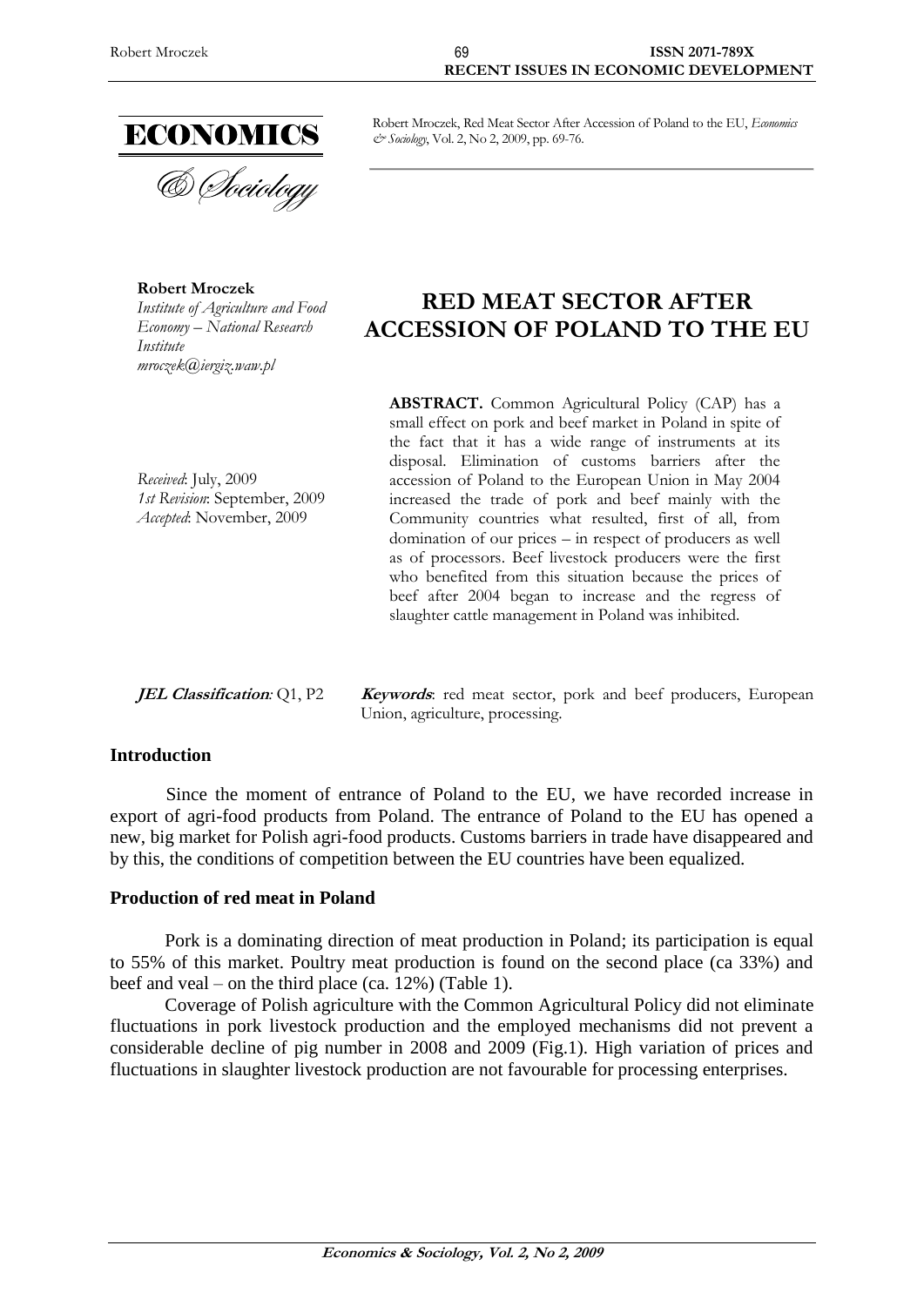Robert Mroczek, Red Meat Sector After Accession of Poland to the EU, *Economics & Sociology*, Vol. 2, No 2, 2009, pp. 69-76.

**Robert Mroczek**
*Institute of Agriculture and Food Economy – National Research Institute*
*mroczek@ierigz.waw.pl*

# RED MEAT SECTOR AFTER ACCESSION OF POLAND TO THE EU

*Received*: July, 2009
*1st Revision*: September, 2009
*Accepted*: November, 2009

**ABSTRACT.** Common Agricultural Policy (CAP) has a small effect on pork and beef market in Poland in spite of the fact that it has a wide range of instruments at its disposal. Elimination of customs barriers after the accession of Poland to the European Union in May 2004 increased the trade of pork and beef mainly with the Community countries what resulted, first of all, from domination of our prices – in respect of producers as well as of processors. Beef livestock producers were the first who benefited from this situation because the prices of beef after 2004 began to increase and the regress of slaughter cattle management in Poland was inhibited.

***JEL Classification**:* Q1, P2

***Keywords***: red meat sector, pork and beef producers, European Union, agriculture, processing.

## Introduction

Since the moment of entrance of Poland to the EU, we have recorded increase in export of agri-food products from Poland. The entrance of Poland to the EU has opened a new, big market for Polish agri-food products. Customs barriers in trade have disappeared and by this, the conditions of competition between the EU countries have been equalized.

## Production of red meat in Poland

Pork is a dominating direction of meat production in Poland; its participation is equal to 55% of this market. Poultry meat production is found on the second place (ca 33%) and beef and veal – on the third place (ca. 12%) (Table 1).

Coverage of Polish agriculture with the Common Agricultural Policy did not eliminate fluctuations in pork livestock production and the employed mechanisms did not prevent a considerable decline of pig number in 2008 and 2009 (Fig.1). High variation of prices and fluctuations in slaughter livestock production are not favourable for processing enterprises.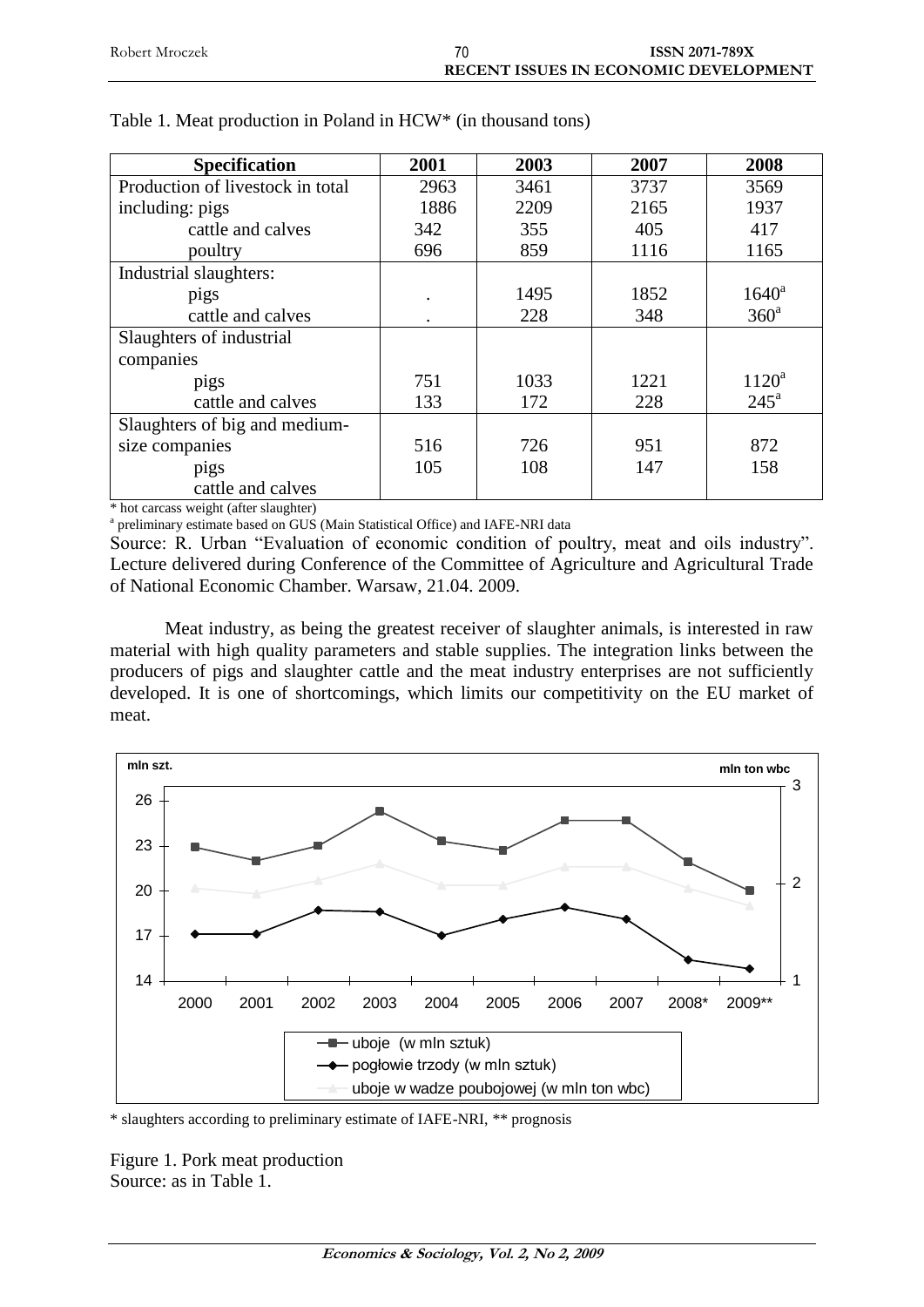Table 1. Meat production in Poland in HCW* (in thousand tons)

| Specification | 2001 | 2003 | 2007 | 2008 |
|---|---|---|---|---|
| Production of livestock in total | 2963 | 3461 | 3737 | 3569 |
| including: pigs | 1886 | 2209 | 2165 | 1937 |
| cattle and calves | 342 | 355 | 405 | 417 |
| poultry | 696 | 859 | 1116 | 1165 |
| Industrial slaughters: | | | | |
| pigs | . | 1495 | 1852 | 1640[a] |
| cattle and calves | . | 228 | 348 | 360[a] |
| Slaughters of industrial companies | | | | |
| pigs | 751 | 1033 | 1221 | 1120[a] |
| cattle and calves | 133 | 172 | 228 | 245[a] |
| Slaughters of big and medium-size companies | 516 | 726 | 951 | 872 |
| pigs | 105 | 108 | 147 | 158 |
| cattle and calves | | | | |

\* hot carcass weight (after slaughter)

[a] preliminary estimate based on GUS (Main Statistical Office) and IAFE-NRI data

Source: R. Urban "Evaluation of economic condition of poultry, meat and oils industry". Lecture delivered during Conference of the Committee of Agriculture and Agricultural Trade of National Economic Chamber. Warsaw, 21.04. 2009.

Meat industry, as being the greatest receiver of slaughter animals, is interested in raw material with high quality parameters and stable supplies. The integration links between the producers of pigs and slaughter cattle and the meat industry enterprises are not sufficiently developed. It is one of shortcomings, which limits our competitivity on the EU market of meat.

\* slaughters according to preliminary estimate of IAFE-NRI, ** prognosis

Figure 1. Pork meat production
Source: as in Table 1.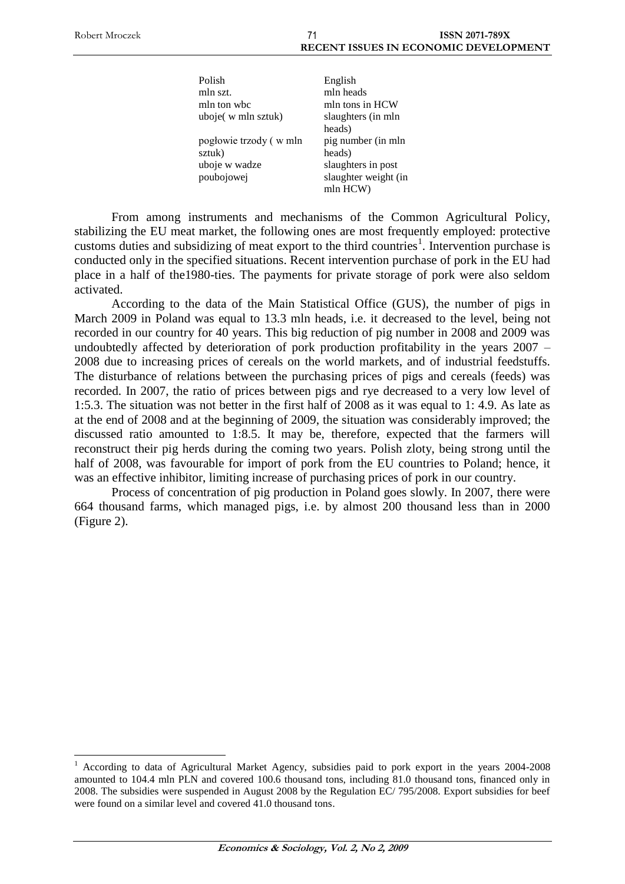| Polish | English |
|---|---|
| mln szt. | mln heads |
| mln ton wbc | mln tons in HCW |
| uboje( w mln sztuk) | slaughters (in mln heads) |
| pogłowie trzody ( w mln sztuk) | pig number (in mln heads) |
| uboje w wadze poubojowej | slaughters in post slaughter weight (in mln HCW) |

From among instruments and mechanisms of the Common Agricultural Policy, stabilizing the EU meat market, the following ones are most frequently employed: protective customs duties and subsidizing of meat export to the third countries[1]. Intervention purchase is conducted only in the specified situations. Recent intervention purchase of pork in the EU had place in a half of the1980-ties. The payments for private storage of pork were also seldom activated.

According to the data of the Main Statistical Office (GUS), the number of pigs in March 2009 in Poland was equal to 13.3 mln heads, i.e. it decreased to the level, being not recorded in our country for 40 years. This big reduction of pig number in 2008 and 2009 was undoubtedly affected by deterioration of pork production profitability in the years 2007 – 2008 due to increasing prices of cereals on the world markets, and of industrial feedstuffs. The disturbance of relations between the purchasing prices of pigs and cereals (feeds) was recorded. In 2007, the ratio of prices between pigs and rye decreased to a very low level of 1:5.3. The situation was not better in the first half of 2008 as it was equal to 1: 4.9. As late as at the end of 2008 and at the beginning of 2009, the situation was considerably improved; the discussed ratio amounted to 1:8.5. It may be, therefore, expected that the farmers will reconstruct their pig herds during the coming two years. Polish zloty, being strong until the half of 2008, was favourable for import of pork from the EU countries to Poland; hence, it was an effective inhibitor, limiting increase of purchasing prices of pork in our country.

Process of concentration of pig production in Poland goes slowly. In 2007, there were 664 thousand farms, which managed pigs, i.e. by almost 200 thousand less than in 2000 (Figure 2).

---

[1] According to data of Agricultural Market Agency, subsidies paid to pork export in the years 2004-2008 amounted to 104.4 mln PLN and covered 100.6 thousand tons, including 81.0 thousand tons, financed only in 2008. The subsidies were suspended in August 2008 by the Regulation EC/ 795/2008. Export subsidies for beef were found on a similar level and covered 41.0 thousand tons.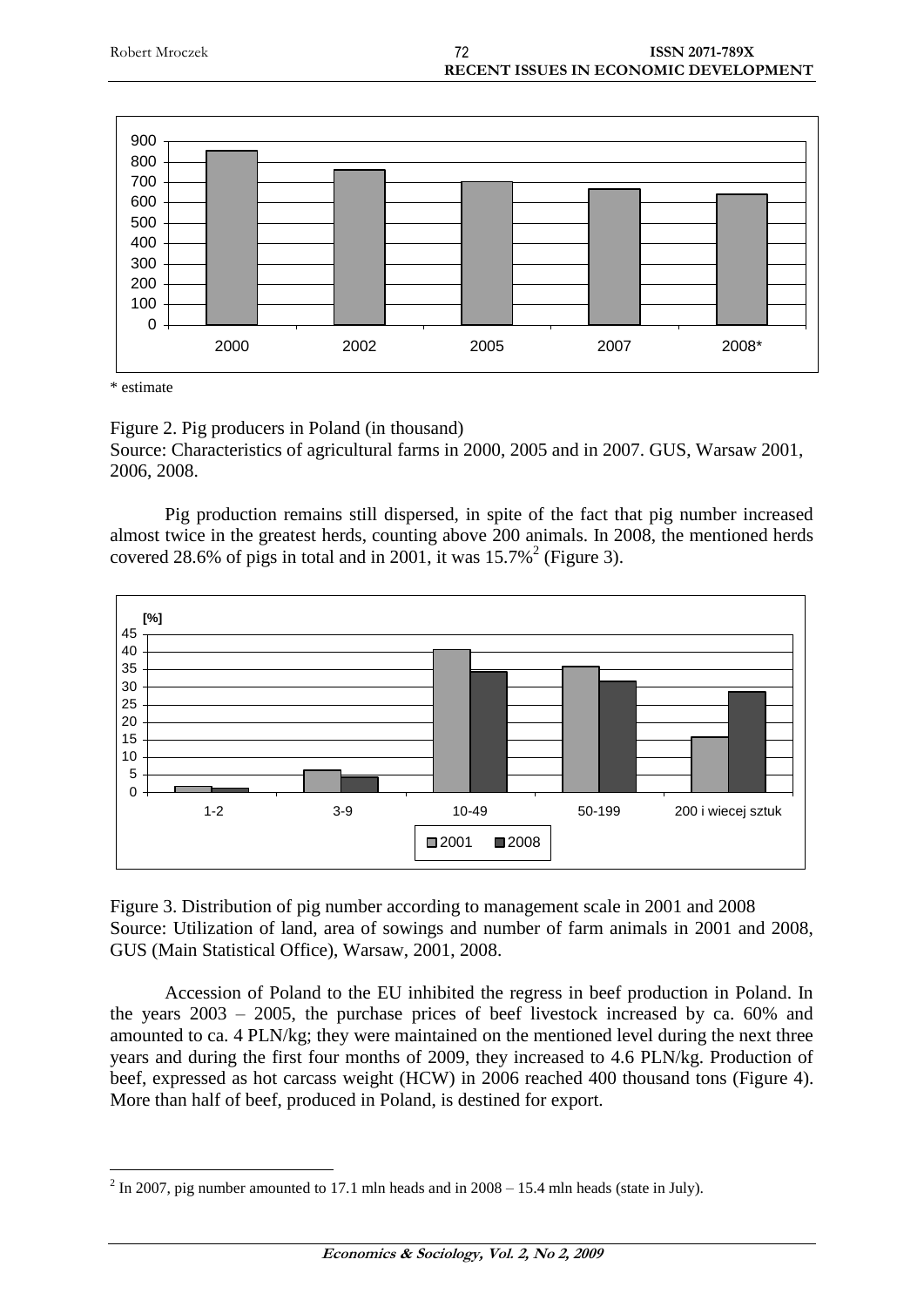\* estimate

Figure 2. Pig producers in Poland (in thousand)
Source: Characteristics of agricultural farms in 2000, 2005 and in 2007. GUS, Warsaw 2001, 2006, 2008.

Pig production remains still dispersed, in spite of the fact that pig number increased almost twice in the greatest herds, counting above 200 animals. In 2008, the mentioned herds covered 28.6% of pigs in total and in 2001, it was 15.7%[2] (Figure 3).

Figure 3. Distribution of pig number according to management scale in 2001 and 2008
Source: Utilization of land, area of sowings and number of farm animals in 2001 and 2008, GUS (Main Statistical Office), Warsaw, 2001, 2008.

Accession of Poland to the EU inhibited the regress in beef production in Poland. In the years 2003 – 2005, the purchase prices of beef livestock increased by ca. 60% and amounted to ca. 4 PLN/kg; they were maintained on the mentioned level during the next three years and during the first four months of 2009, they increased to 4.6 PLN/kg. Production of beef, expressed as hot carcass weight (HCW) in 2006 reached 400 thousand tons (Figure 4). More than half of beef, produced in Poland, is destined for export.

[2] In 2007, pig number amounted to 17.1 mln heads and in 2008 – 15.4 mln heads (state in July).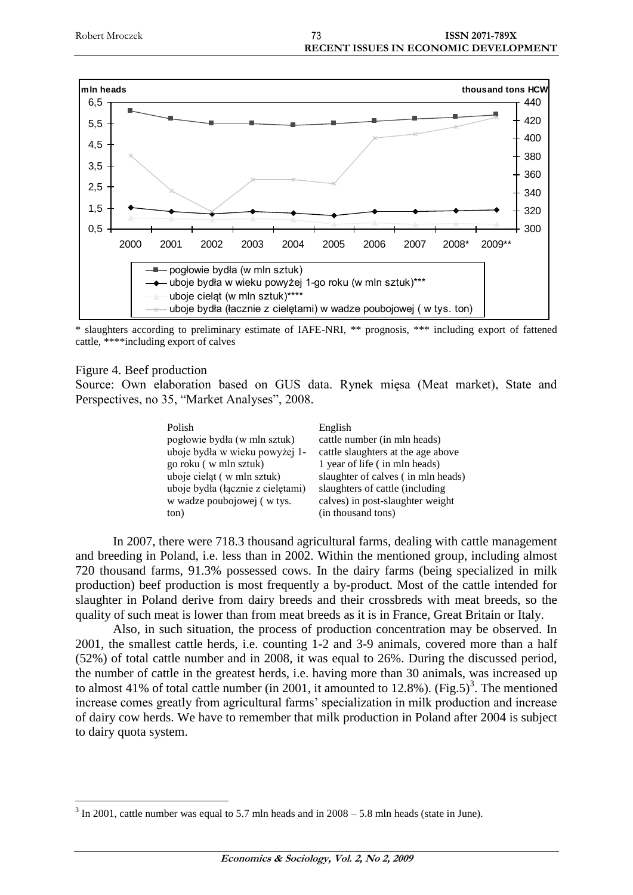*mln heads* | *thousand tons HCW*

* slaughters according to preliminary estimate of IAFE-NRI, ** prognosis, *** including export of fattened cattle, ****including export of calves

Figure 4. Beef production

Source: Own elaboration based on GUS data. Rynek mięsa (Meat market), State and Perspectives, no 35, "Market Analyses", 2008.

| Polish | English |
|---|---|
| pogłowie bydła (w mln sztuk) | cattle number (in mln heads) |
| uboje bydła w wieku powyżej 1-go roku ( w mln sztuk) | cattle slaughters at the age above 1 year of life ( in mln heads) |
| uboje cieląt ( w mln sztuk) | slaughter of calves ( in mln heads) |
| uboje bydła (łącznie z cielętami) w wadze poubojowej ( w tys. ton) | slaughters of cattle (including calves) in post-slaughter weight (in thousand tons) |

In 2007, there were 718.3 thousand agricultural farms, dealing with cattle management and breeding in Poland, i.e. less than in 2002. Within the mentioned group, including almost 720 thousand farms, 91.3% possessed cows. In the dairy farms (being specialized in milk production) beef production is most frequently a by-product. Most of the cattle intended for slaughter in Poland derive from dairy breeds and their crossbreds with meat breeds, so the quality of such meat is lower than from meat breeds as it is in France, Great Britain or Italy.

Also, in such situation, the process of production concentration may be observed. In 2001, the smallest cattle herds, i.e. counting 1-2 and 3-9 animals, covered more than a half (52%) of total cattle number and in 2008, it was equal to 26%. During the discussed period, the number of cattle in the greatest herds, i.e. having more than 30 animals, was increased up to almost 41% of total cattle number (in 2001, it amounted to 12.8%). (Fig.5)[3]. The mentioned increase comes greatly from agricultural farms' specialization in milk production and increase of dairy cow herds. We have to remember that milk production in Poland after 2004 is subject to dairy quota system.

[3] In 2001, cattle number was equal to 5.7 mln heads and in 2008 – 5.8 mln heads (state in June).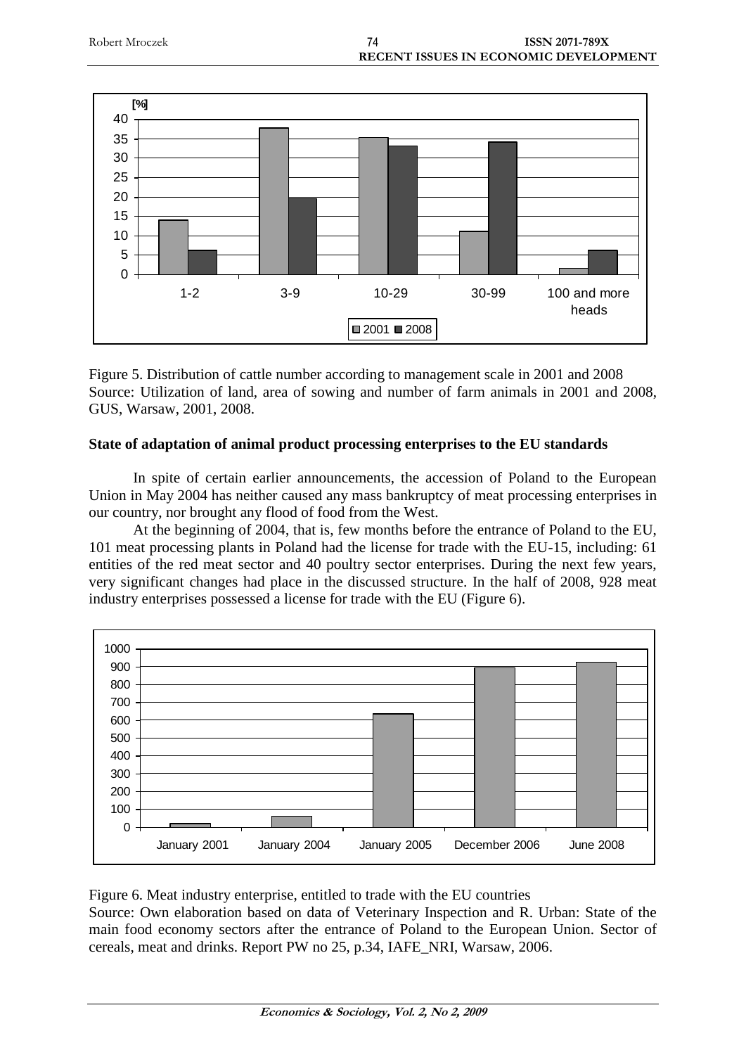Figure 5. Distribution of cattle number according to management scale in 2001 and 2008
Source: Utilization of land, area of sowing and number of farm animals in 2001 and 2008, GUS, Warsaw, 2001, 2008.

## State of adaptation of animal product processing enterprises to the EU standards

In spite of certain earlier announcements, the accession of Poland to the European Union in May 2004 has neither caused any mass bankruptcy of meat processing enterprises in our country, nor brought any flood of food from the West.

At the beginning of 2004, that is, few months before the entrance of Poland to the EU, 101 meat processing plants in Poland had the license for trade with the EU-15, including: 61 entities of the red meat sector and 40 poultry sector enterprises. During the next few years, very significant changes had place in the discussed structure. In the half of 2008, 928 meat industry enterprises possessed a license for trade with the EU (Figure 6).

Figure 6. Meat industry enterprise, entitled to trade with the EU countries
Source: Own elaboration based on data of Veterinary Inspection and R. Urban: State of the main food economy sectors after the entrance of Poland to the European Union. Sector of cereals, meat and drinks. Report PW no 25, p.34, IAFE_NRI, Warsaw, 2006.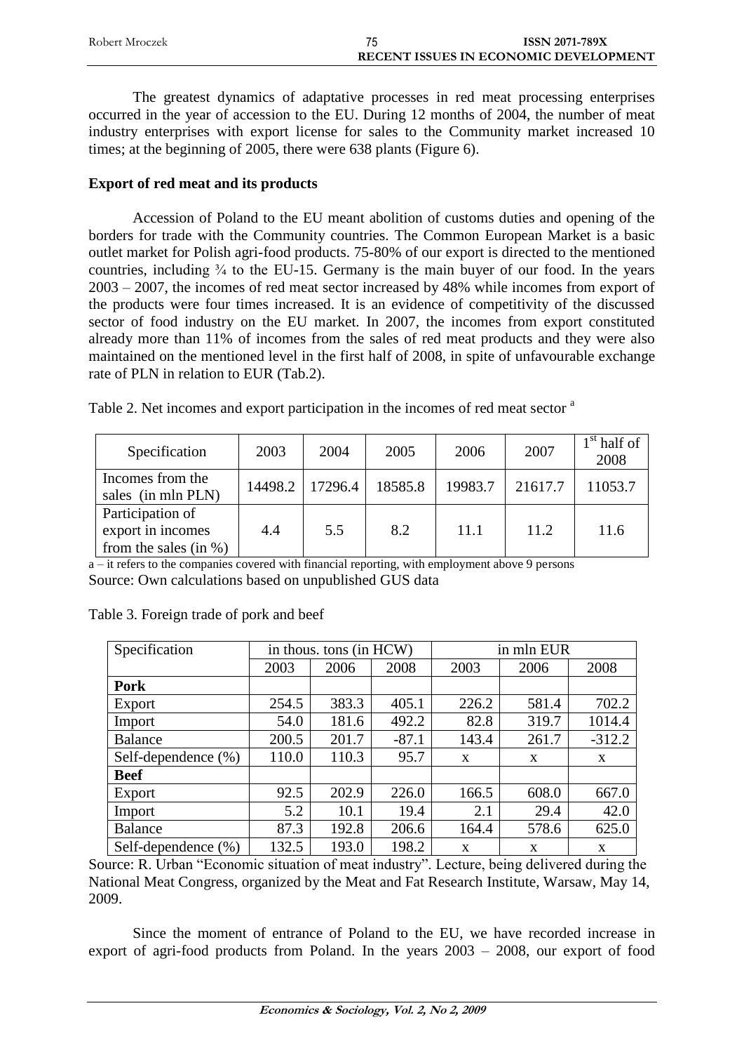The greatest dynamics of adaptative processes in red meat processing enterprises occurred in the year of accession to the EU. During 12 months of 2004, the number of meat industry enterprises with export license for sales to the Community market increased 10 times; at the beginning of 2005, there were 638 plants (Figure 6).

**Export of red meat and its products**

Accession of Poland to the EU meant abolition of customs duties and opening of the borders for trade with the Community countries. The Common European Market is a basic outlet market for Polish agri-food products. 75-80% of our export is directed to the mentioned countries, including ¾ to the EU-15. Germany is the main buyer of our food. In the years 2003 – 2007, the incomes of red meat sector increased by 48% while incomes from export of the products were four times increased. It is an evidence of competitivity of the discussed sector of food industry on the EU market. In 2007, the incomes from export constituted already more than 11% of incomes from the sales of red meat products and they were also maintained on the mentioned level in the first half of 2008, in spite of unfavourable exchange rate of PLN in relation to EUR (Tab.2).

Table 2. Net incomes and export participation in the incomes of red meat sector [a]

| Specification | 2003 | 2004 | 2005 | 2006 | 2007 | 1st half of 2008 |
|---|---|---|---|---|---|---|
| Incomes from the sales (in mln PLN) | 14498.2 | 17296.4 | 18585.8 | 19983.7 | 21617.7 | 11053.7 |
| Participation of export in incomes from the sales (in %) | 4.4 | 5.5 | 8.2 | 11.1 | 11.2 | 11.6 |

a – it refers to the companies covered with financial reporting, with employment above 9 persons
Source: Own calculations based on unpublished GUS data

Table 3. Foreign trade of pork and beef

| Specification | in thous. tons (in HCW) | | | in mln EUR | | |
|---|---|---|---|---|---|---|
| | 2003 | 2006 | 2008 | 2003 | 2006 | 2008 |
| **Pork** | | | | | | |
| Export | 254.5 | 383.3 | 405.1 | 226.2 | 581.4 | 702.2 |
| Import | 54.0 | 181.6 | 492.2 | 82.8 | 319.7 | 1014.4 |
| Balance | 200.5 | 201.7 | -87.1 | 143.4 | 261.7 | -312.2 |
| Self-dependence (%) | 110.0 | 110.3 | 95.7 | x | x | x |
| **Beef** | | | | | | |
| Export | 92.5 | 202.9 | 226.0 | 166.5 | 608.0 | 667.0 |
| Import | 5.2 | 10.1 | 19.4 | 2.1 | 29.4 | 42.0 |
| Balance | 87.3 | 192.8 | 206.6 | 164.4 | 578.6 | 625.0 |
| Self-dependence (%) | 132.5 | 193.0 | 198.2 | x | x | x |

Source: R. Urban "Economic situation of meat industry". Lecture, being delivered during the National Meat Congress, organized by the Meat and Fat Research Institute, Warsaw, May 14, 2009.

Since the moment of entrance of Poland to the EU, we have recorded increase in export of agri-food products from Poland. In the years 2003 – 2008, our export of food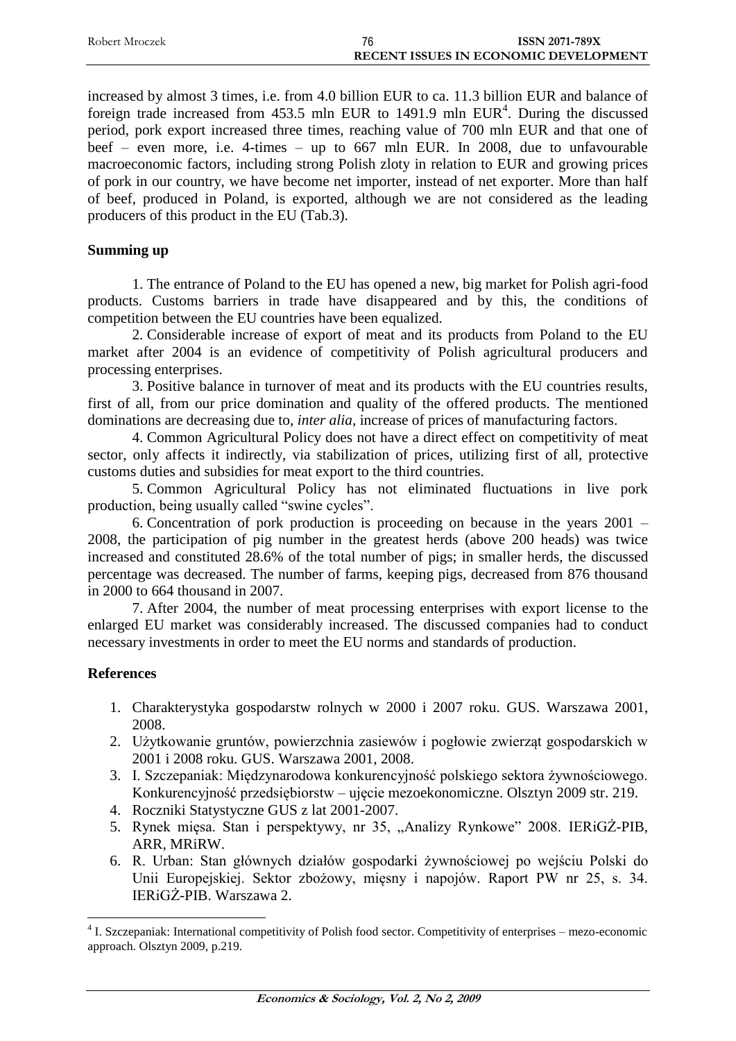increased by almost 3 times, i.e. from 4.0 billion EUR to ca. 11.3 billion EUR and balance of foreign trade increased from 453.5 mln EUR to 1491.9 mln EUR[4]. During the discussed period, pork export increased three times, reaching value of 700 mln EUR and that one of beef – even more, i.e. 4-times – up to 667 mln EUR. In 2008, due to unfavourable macroeconomic factors, including strong Polish zloty in relation to EUR and growing prices of pork in our country, we have become net importer, instead of net exporter. More than half of beef, produced in Poland, is exported, although we are not considered as the leading producers of this product in the EU (Tab.3).

## Summing up

1. The entrance of Poland to the EU has opened a new, big market for Polish agri-food products. Customs barriers in trade have disappeared and by this, the conditions of competition between the EU countries have been equalized.

2. Considerable increase of export of meat and its products from Poland to the EU market after 2004 is an evidence of competitivity of Polish agricultural producers and processing enterprises.

3. Positive balance in turnover of meat and its products with the EU countries results, first of all, from our price domination and quality of the offered products. The mentioned dominations are decreasing due to, *inter alia*, increase of prices of manufacturing factors.

4. Common Agricultural Policy does not have a direct effect on competitivity of meat sector, only affects it indirectly, via stabilization of prices, utilizing first of all, protective customs duties and subsidies for meat export to the third countries.

5. Common Agricultural Policy has not eliminated fluctuations in live pork production, being usually called "swine cycles".

6. Concentration of pork production is proceeding on because in the years 2001 – 2008, the participation of pig number in the greatest herds (above 200 heads) was twice increased and constituted 28.6% of the total number of pigs; in smaller herds, the discussed percentage was decreased. The number of farms, keeping pigs, decreased from 876 thousand in 2000 to 664 thousand in 2007.

7. After 2004, the number of meat processing enterprises with export license to the enlarged EU market was considerably increased. The discussed companies had to conduct necessary investments in order to meet the EU norms and standards of production.

## References

1. Charakterystyka gospodarstw rolnych w 2000 i 2007 roku. GUS. Warszawa 2001, 2008.
2. Użytkowanie gruntów, powierzchnia zasiewów i pogłowie zwierząt gospodarskich w 2001 i 2008 roku. GUS. Warszawa 2001, 2008.
3. I. Szczepaniak: Międzynarodowa konkurencyjność polskiego sektora żywnościowego. Konkurencyjność przedsiębiorstw – ujęcie mezoekonomiczne. Olsztyn 2009 str. 219.
4. Roczniki Statystyczne GUS z lat 2001-2007.
5. Rynek mięsa. Stan i perspektywy, nr 35, „Analizy Rynkowe" 2008. IERiGŻ-PIB, ARR, MRiRW.
6. R. Urban: Stan głównych działów gospodarki żywnościowej po wejściu Polski do Unii Europejskiej. Sektor zbożowy, mięsny i napojów. Raport PW nr 25, s. 34. IERiGŻ-PIB. Warszawa 2.

[4] I. Szczepaniak: International competitivity of Polish food sector. Competitivity of enterprises – mezo-economic approach. Olsztyn 2009, p.219.